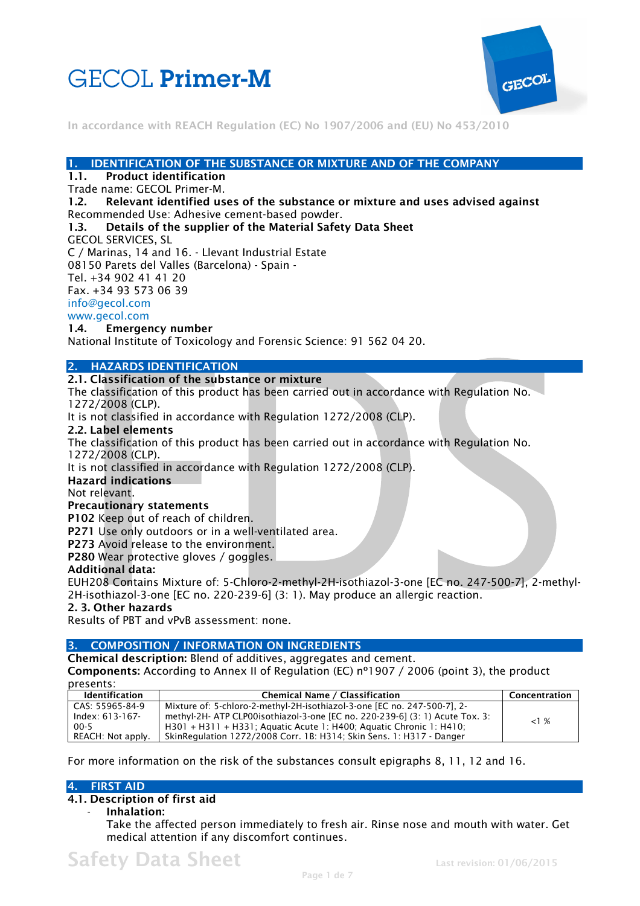# GECOL **Primer-M**

In accordance with REACH Regulation (EC) No 1907/2006 and (EU) No 453/2010

## 1. IDENTIFICATION OF THE SUBSTANCE OR MIXTURE AND OF THE COMPANY

### 1.1. Product identification

Trade name: GECOL Primer-M.

### 1.2. Relevant identified uses of the substance or mixture and uses advised against

Recommended Use: Adhesive cement-based powder.

### 1.3. Details of the supplier of the Material Safety Data Sheet

GECOL SERVICES, SL
C / Marinas, 14 and 16. - Llevant Industrial Estate
08150 Parets del Valles (Barcelona) - Spain -
Tel. +34 902 41 41 20
Fax. +34 93 573 06 39
info@gecol.com
www.gecol.com

### 1.4. Emergency number

National Institute of Toxicology and Forensic Science: 91 562 04 20.

## 2. HAZARDS IDENTIFICATION

### 2.1. Classification of the substance or mixture

The classification of this product has been carried out in accordance with Regulation No. 1272/2008 (CLP).
It is not classified in accordance with Regulation 1272/2008 (CLP).

### 2.2. Label elements

The classification of this product has been carried out in accordance with Regulation No. 1272/2008 (CLP).
It is not classified in accordance with Regulation 1272/2008 (CLP).

**Hazard indications**

Not relevant.

**Precautionary statements**

**P102** Keep out of reach of children.
**P271** Use only outdoors or in a well-ventilated area.
**P273** Avoid release to the environment.
**P280** Wear protective gloves / goggles.

**Additional data:**

EUH208 Contains Mixture of: 5-Chloro-2-methyl-2H-isothiazol-3-one [EC no. 247-500-7], 2-methyl-2H-isothiazol-3-one [EC no. 220-239-6] (3: 1). May produce an allergic reaction.

### 2. 3. Other hazards

Results of PBT and vPvB assessment: none.

## 3. COMPOSITION / INFORMATION ON INGREDIENTS

**Chemical description:** Blend of additives, aggregates and cement.
**Components:** According to Annex II of Regulation (EC) nº1907 / 2006 (point 3), the product presents:

| Identification | Chemical Name / Classification | Concentration |
|---|---|---|
| CAS: 55965-84-9 Index: 613-167-00-5 REACH: Not apply. | Mixture of: 5-chloro-2-methyl-2H-isothiazol-3-one [EC no. 247-500-7], 2-methyl-2H- ATP CLP00isothiazol-3-one [EC no. 220-239-6] (3: 1) Acute Tox. 3: H301 + H311 + H331; Aquatic Acute 1: H400; Aquatic Chronic 1: H410; SkinRegulation 1272/2008 Corr. 1B: H314; Skin Sens. 1: H317 - Danger | <1 % |

For more information on the risk of the substances consult epigraphs 8, 11, 12 and 16.

## 4. FIRST AID

### 4.1. Description of first aid

- **Inhalation:**
  Take the affected person immediately to fresh air. Rinse nose and mouth with water. Get medical attention if any discomfort continues.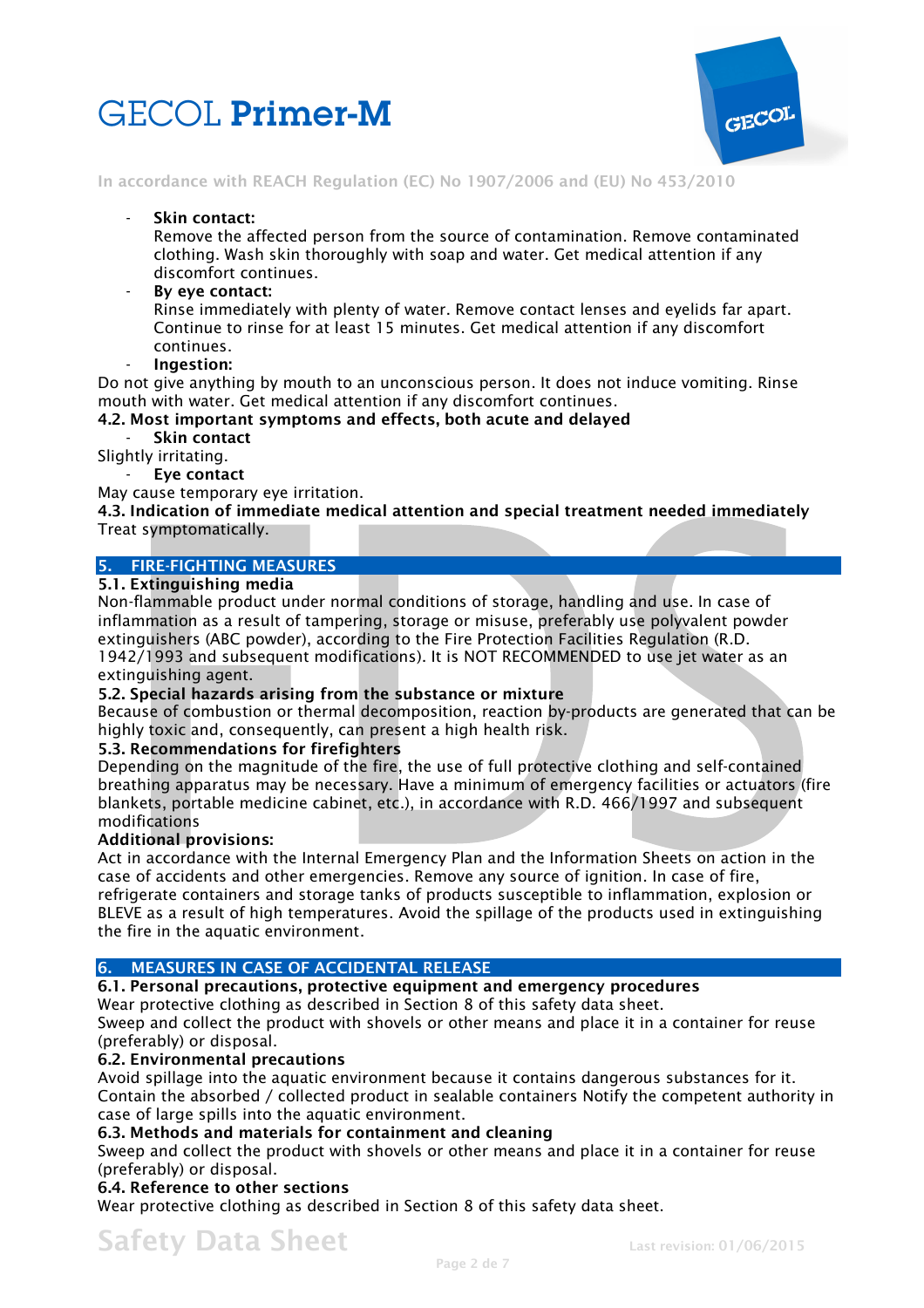- **Skin contact:**
  Remove the affected person from the source of contamination. Remove contaminated clothing. Wash skin thoroughly with soap and water. Get medical attention if any discomfort continues.
- **By eye contact:**
  Rinse immediately with plenty of water. Remove contact lenses and eyelids far apart. Continue to rinse for at least 15 minutes. Get medical attention if any discomfort continues.
- **Ingestion:**

Do not give anything by mouth to an unconscious person. It does not induce vomiting. Rinse mouth with water. Get medical attention if any discomfort continues.

### 4.2. Most important symptoms and effects, both acute and delayed

- **Skin contact**

Slightly irritating.

- **Eye contact**

May cause temporary eye irritation.

### 4.3. Indication of immediate medical attention and special treatment needed immediately

Treat symptomatically.

## 5. FIRE-FIGHTING MEASURES

### 5.1. Extinguishing media

Non-flammable product under normal conditions of storage, handling and use. In case of inflammation as a result of tampering, storage or misuse, preferably use polyvalent powder extinguishers (ABC powder), according to the Fire Protection Facilities Regulation (R.D. 1942/1993 and subsequent modifications). It is NOT RECOMMENDED to use jet water as an extinguishing agent.

### 5.2. Special hazards arising from the substance or mixture

Because of combustion or thermal decomposition, reaction by-products are generated that can be highly toxic and, consequently, can present a high health risk.

### 5.3. Recommendations for firefighters

Depending on the magnitude of the fire, the use of full protective clothing and self-contained breathing apparatus may be necessary. Have a minimum of emergency facilities or actuators (fire blankets, portable medicine cabinet, etc.), in accordance with R.D. 466/1997 and subsequent modifications

**Additional provisions:**

Act in accordance with the Internal Emergency Plan and the Information Sheets on action in the case of accidents and other emergencies. Remove any source of ignition. In case of fire, refrigerate containers and storage tanks of products susceptible to inflammation, explosion or BLEVE as a result of high temperatures. Avoid the spillage of the products used in extinguishing the fire in the aquatic environment.

## 6. MEASURES IN CASE OF ACCIDENTAL RELEASE

### 6.1. Personal precautions, protective equipment and emergency procedures

Wear protective clothing as described in Section 8 of this safety data sheet.
Sweep and collect the product with shovels or other means and place it in a container for reuse (preferably) or disposal.

### 6.2. Environmental precautions

Avoid spillage into the aquatic environment because it contains dangerous substances for it. Contain the absorbed / collected product in sealable containers Notify the competent authority in case of large spills into the aquatic environment.

### 6.3. Methods and materials for containment and cleaning

Sweep and collect the product with shovels or other means and place it in a container for reuse (preferably) or disposal.

### 6.4. Reference to other sections

Wear protective clothing as described in Section 8 of this safety data sheet.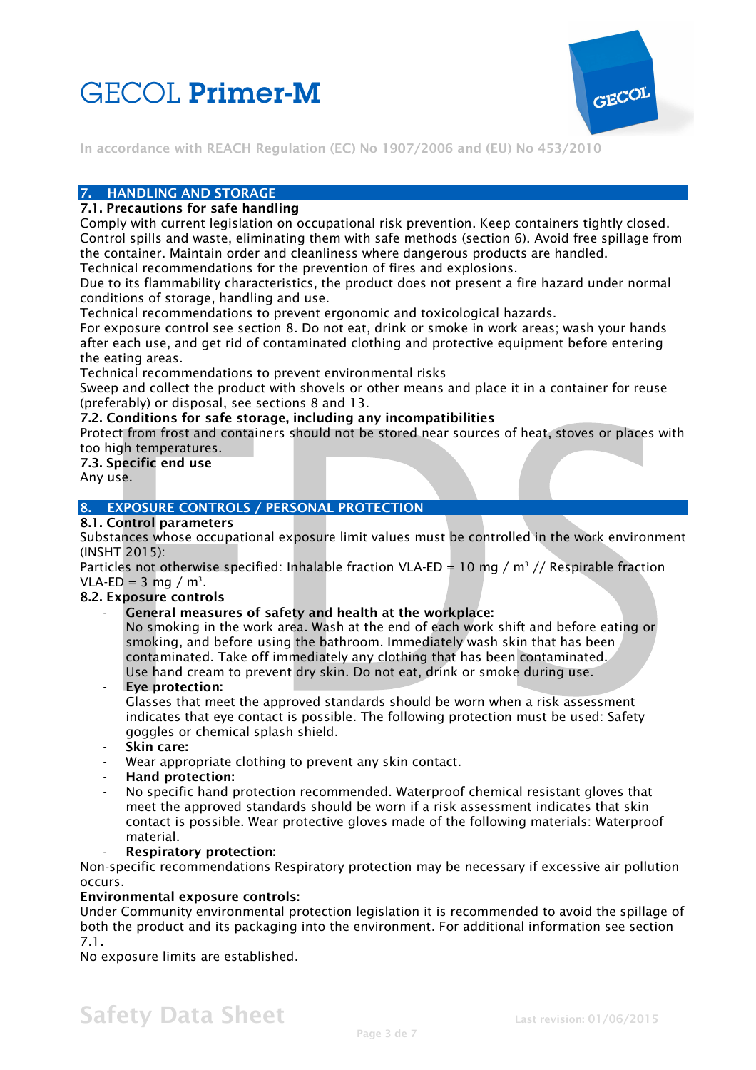## 7. HANDLING AND STORAGE

### 7.1. Precautions for safe handling

Comply with current legislation on occupational risk prevention. Keep containers tightly closed. Control spills and waste, eliminating them with safe methods (section 6). Avoid free spillage from the container. Maintain order and cleanliness where dangerous products are handled.

Technical recommendations for the prevention of fires and explosions.

Due to its flammability characteristics, the product does not present a fire hazard under normal conditions of storage, handling and use.

Technical recommendations to prevent ergonomic and toxicological hazards.

For exposure control see section 8. Do not eat, drink or smoke in work areas; wash your hands after each use, and get rid of contaminated clothing and protective equipment before entering the eating areas.

Technical recommendations to prevent environmental risks

Sweep and collect the product with shovels or other means and place it in a container for reuse (preferably) or disposal, see sections 8 and 13.

### 7.2. Conditions for safe storage, including any incompatibilities

Protect from frost and containers should not be stored near sources of heat, stoves or places with too high temperatures.

### 7.3. Specific end use

Any use.

## 8. EXPOSURE CONTROLS / PERSONAL PROTECTION

### 8.1. Control parameters

Substances whose occupational exposure limit values must be controlled in the work environment (INSHT 2015):

Particles not otherwise specified: Inhalable fraction VLA-ED = 10 mg / m$^3$ // Respirable fraction VLA-ED = 3 mg / m$^3$.

### 8.2. Exposure controls

- **General measures of safety and health at the workplace:**
  No smoking in the work area. Wash at the end of each work shift and before eating or smoking, and before using the bathroom. Immediately wash skin that has been contaminated. Take off immediately any clothing that has been contaminated. Use hand cream to prevent dry skin. Do not eat, drink or smoke during use.
- **Eye protection:**
  Glasses that meet the approved standards should be worn when a risk assessment indicates that eye contact is possible. The following protection must be used: Safety goggles or chemical splash shield.
- **Skin care:**
- Wear appropriate clothing to prevent any skin contact.
- **Hand protection:**
- No specific hand protection recommended. Waterproof chemical resistant gloves that meet the approved standards should be worn if a risk assessment indicates that skin contact is possible. Wear protective gloves made of the following materials: Waterproof material.
- **Respiratory protection:**

Non-specific recommendations Respiratory protection may be necessary if excessive air pollution occurs.

**Environmental exposure controls:**

Under Community environmental protection legislation it is recommended to avoid the spillage of both the product and its packaging into the environment. For additional information see section 7.1.

No exposure limits are established.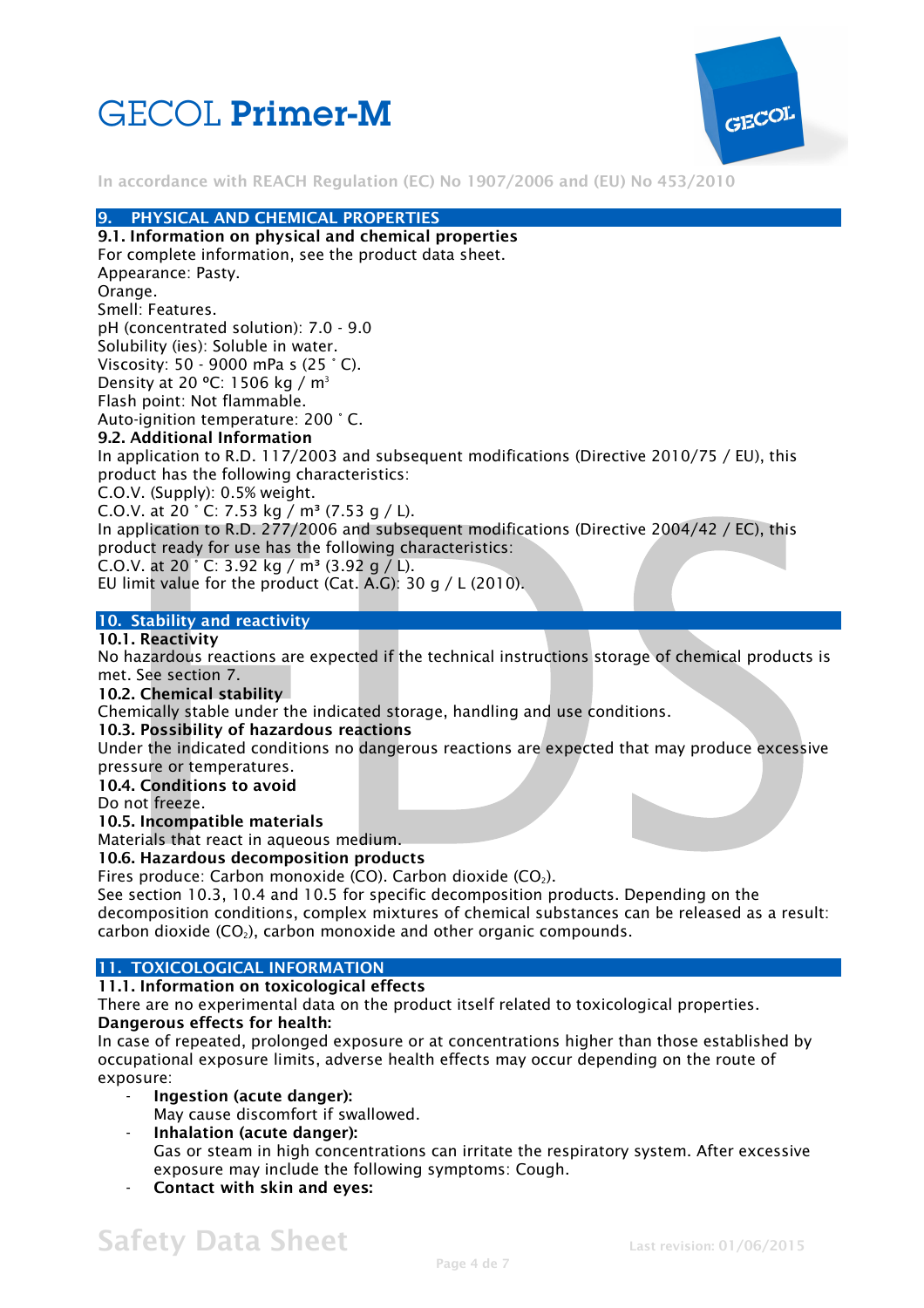## 9. PHYSICAL AND CHEMICAL PROPERTIES

**9.1. Information on physical and chemical properties**

For complete information, see the product data sheet.
Appearance: Pasty.
Orange.
Smell: Features.
pH (concentrated solution): 7.0 - 9.0
Solubility (ies): Soluble in water.
Viscosity: 50 - 9000 mPa s (25 ˚ C).
Density at 20 ºC: 1506 kg / $m^3$
Flash point: Not flammable.
Auto-ignition temperature: 200 ˚ C.

**9.2. Additional Information**

In application to R.D. 117/2003 and subsequent modifications (Directive 2010/75 / EU), this product has the following characteristics:
C.O.V. (Supply): 0.5% weight.
C.O.V. at 20 ˚ C: 7.53 kg / $m^3$ (7.53 g / L).
In application to R.D. 277/2006 and subsequent modifications (Directive 2004/42 / EC), this product ready for use has the following characteristics:
C.O.V. at 20 ˚ C: 3.92 kg / $m^3$ (3.92 g / L).
EU limit value for the product (Cat. A.G): 30 g / L (2010).

## 10. Stability and reactivity

**10.1. Reactivity**

No hazardous reactions are expected if the technical instructions storage of chemical products is met. See section 7.

**10.2. Chemical stability**

Chemically stable under the indicated storage, handling and use conditions.

**10.3. Possibility of hazardous reactions**

Under the indicated conditions no dangerous reactions are expected that may produce excessive pressure or temperatures.

**10.4. Conditions to avoid**

Do not freeze.

**10.5. Incompatible materials**

Materials that react in aqueous medium.

**10.6. Hazardous decomposition products**

Fires produce: Carbon monoxide (CO). Carbon dioxide ($CO_2$).
See section 10.3, 10.4 and 10.5 for specific decomposition products. Depending on the decomposition conditions, complex mixtures of chemical substances can be released as a result: carbon dioxide ($CO_2$), carbon monoxide and other organic compounds.

## 11. TOXICOLOGICAL INFORMATION

**11.1. Information on toxicological effects**

There are no experimental data on the product itself related to toxicological properties.

**Dangerous effects for health:**

In case of repeated, prolonged exposure or at concentrations higher than those established by occupational exposure limits, adverse health effects may occur depending on the route of exposure:

- **Ingestion (acute danger):**
  May cause discomfort if swallowed.
- **Inhalation (acute danger):**
  Gas or steam in high concentrations can irritate the respiratory system. After excessive exposure may include the following symptoms: Cough.
- **Contact with skin and eyes:**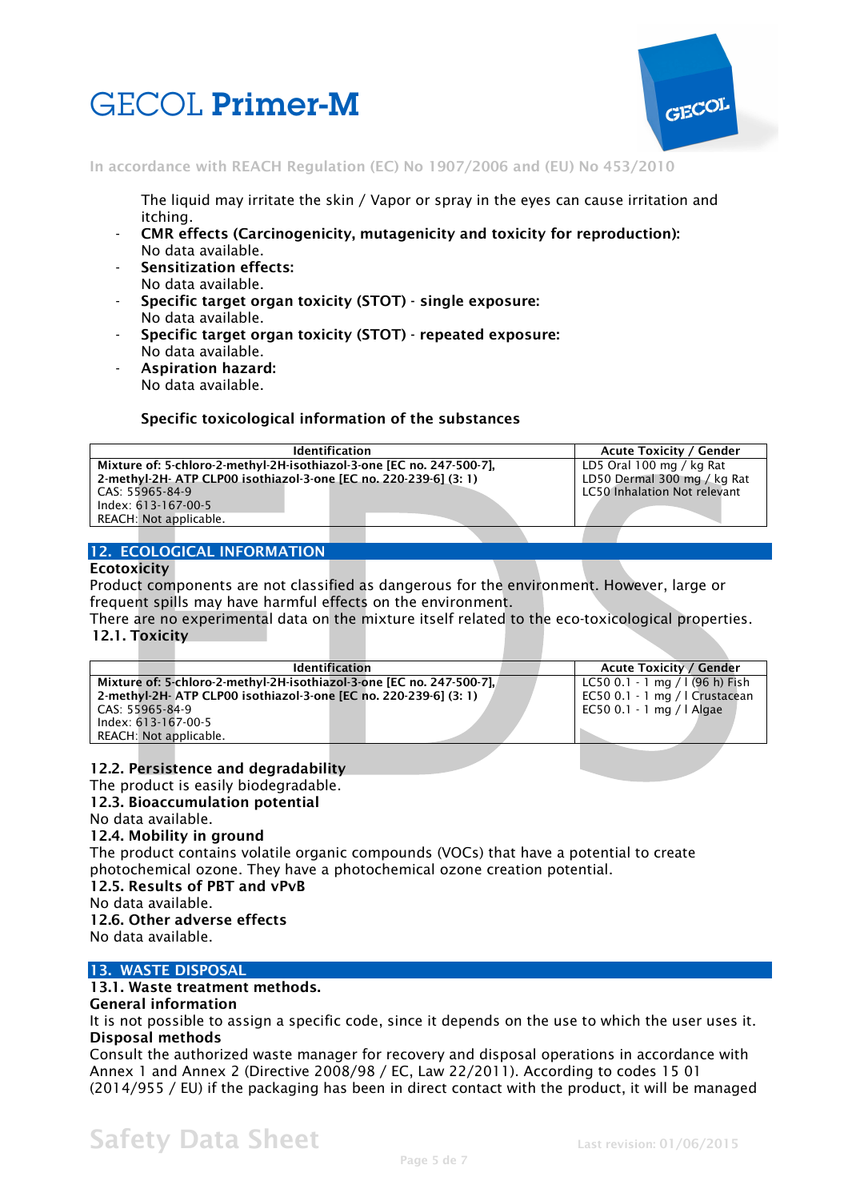The liquid may irritate the skin / Vapor or spray in the eyes can cause irritation and itching.

- **CMR effects (Carcinogenicity, mutagenicity and toxicity for reproduction):** No data available.
- **Sensitization effects:** No data available.
- **Specific target organ toxicity (STOT) - single exposure:** No data available.
- **Specific target organ toxicity (STOT) - repeated exposure:** No data available.
- **Aspiration hazard:** No data available.

**Specific toxicological information of the substances**

| Identification | Acute Toxicity / Gender |
|---|---|
| **Mixture of: 5-chloro-2-methyl-2H-isothiazol-3-one [EC no. 247-500-7], 2-methyl-2H- ATP CLP00 isothiazol-3-one [EC no. 220-239-6] (3: 1)**<br>CAS: 55965-84-9<br>Index: 613-167-00-5<br>REACH: Not applicable. | LD5 Oral 100 mg / kg Rat<br>LD50 Dermal 300 mg / kg Rat<br>LC50 Inhalation Not relevant |

## 12. ECOLOGICAL INFORMATION

**Ecotoxicity**

Product components are not classified as dangerous for the environment. However, large or frequent spills may have harmful effects on the environment.

There are no experimental data on the mixture itself related to the eco-toxicological properties.

### 12.1. Toxicity

| Identification | Acute Toxicity / Gender |
|---|---|
| **Mixture of: 5-chloro-2-methyl-2H-isothiazol-3-one [EC no. 247-500-7], 2-methyl-2H- ATP CLP00 isothiazol-3-one [EC no. 220-239-6] (3: 1)**<br>CAS: 55965-84-9<br>Index: 613-167-00-5<br>REACH: Not applicable. | LC50 0.1 - 1 mg / l (96 h) Fish<br>EC50 0.1 - 1 mg / l Crustacean<br>EC50 0.1 - 1 mg / l Algae |

### 12.2. Persistence and degradability

The product is easily biodegradable.

### 12.3. Bioaccumulation potential

No data available.

### 12.4. Mobility in ground

The product contains volatile organic compounds (VOCs) that have a potential to create photochemical ozone. They have a photochemical ozone creation potential.

### 12.5. Results of PBT and vPvB

No data available.

### 12.6. Other adverse effects

No data available.

## 13. WASTE DISPOSAL

### 13.1. Waste treatment methods.

**General information**

It is not possible to assign a specific code, since it depends on the use to which the user uses it.

**Disposal methods**

Consult the authorized waste manager for recovery and disposal operations in accordance with Annex 1 and Annex 2 (Directive 2008/98 / EC, Law 22/2011). According to codes 15 01 (2014/955 / EU) if the packaging has been in direct contact with the product, it will be managed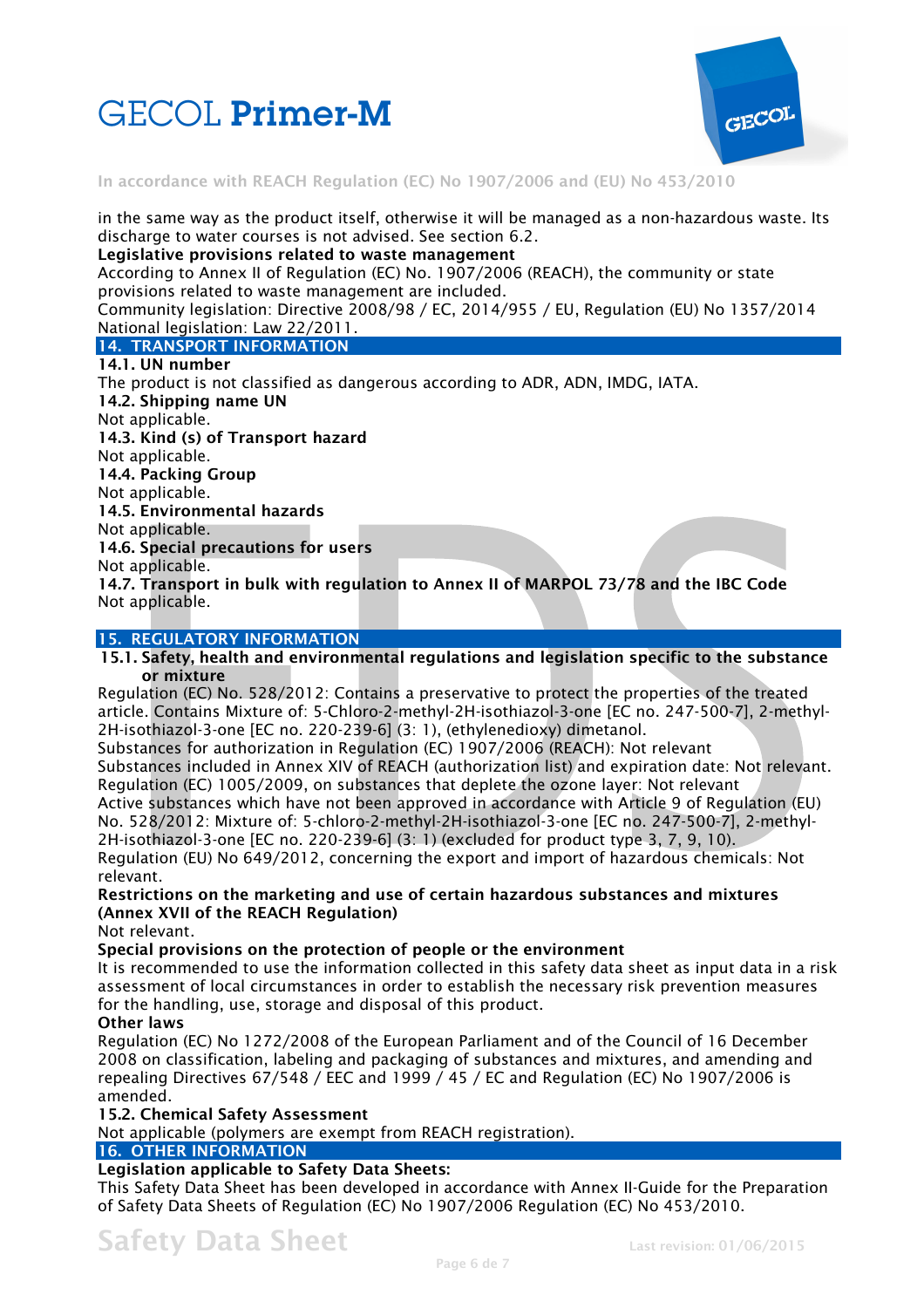in the same way as the product itself, otherwise it will be managed as a non-hazardous waste. Its discharge to water courses is not advised. See section 6.2.

**Legislative provisions related to waste management**

According to Annex II of Regulation (EC) No. 1907/2006 (REACH), the community or state provisions related to waste management are included.

Community legislation: Directive 2008/98 / EC, 2014/955 / EU, Regulation (EU) No 1357/2014

National legislation: Law 22/2011.

## 14. TRANSPORT INFORMATION

**14.1. UN number**

The product is not classified as dangerous according to ADR, ADN, IMDG, IATA.

**14.2. Shipping name UN**

Not applicable.

**14.3. Kind (s) of Transport hazard**

Not applicable.

**14.4. Packing Group**

Not applicable.

**14.5. Environmental hazards**

Not applicable.

**14.6. Special precautions for users**

Not applicable.

**14.7. Transport in bulk with regulation to Annex II of MARPOL 73/78 and the IBC Code**

Not applicable.

## 15. REGULATORY INFORMATION

**15.1. Safety, health and environmental regulations and legislation specific to the substance or mixture**

Regulation (EC) No. 528/2012: Contains a preservative to protect the properties of the treated article. Contains Mixture of: 5-Chloro-2-methyl-2H-isothiazol-3-one [EC no. 247-500-7], 2-methyl-2H-isothiazol-3-one [EC no. 220-239-6] (3: 1), (ethylenedioxy) dimetanol.

Substances for authorization in Regulation (EC) 1907/2006 (REACH): Not relevant

Substances included in Annex XIV of REACH (authorization list) and expiration date: Not relevant.

Regulation (EC) 1005/2009, on substances that deplete the ozone layer: Not relevant

Active substances which have not been approved in accordance with Article 9 of Regulation (EU) No. 528/2012: Mixture of: 5-chloro-2-methyl-2H-isothiazol-3-one [EC no. 247-500-7], 2-methyl-2H-isothiazol-3-one [EC no. 220-239-6] (3: 1) (excluded for product type 3, 7, 9, 10).

Regulation (EU) No 649/2012, concerning the export and import of hazardous chemicals: Not relevant.

**Restrictions on the marketing and use of certain hazardous substances and mixtures (Annex XVII of the REACH Regulation)**

Not relevant.

**Special provisions on the protection of people or the environment**

It is recommended to use the information collected in this safety data sheet as input data in a risk assessment of local circumstances in order to establish the necessary risk prevention measures for the handling, use, storage and disposal of this product.

**Other laws**

Regulation (EC) No 1272/2008 of the European Parliament and of the Council of 16 December 2008 on classification, labeling and packaging of substances and mixtures, and amending and repealing Directives 67/548 / EEC and 1999 / 45 / EC and Regulation (EC) No 1907/2006 is amended.

**15.2. Chemical Safety Assessment**

Not applicable (polymers are exempt from REACH registration).

## 16. OTHER INFORMATION

**Legislation applicable to Safety Data Sheets:**

This Safety Data Sheet has been developed in accordance with Annex II-Guide for the Preparation of Safety Data Sheets of Regulation (EC) No 1907/2006 Regulation (EC) No 453/2010.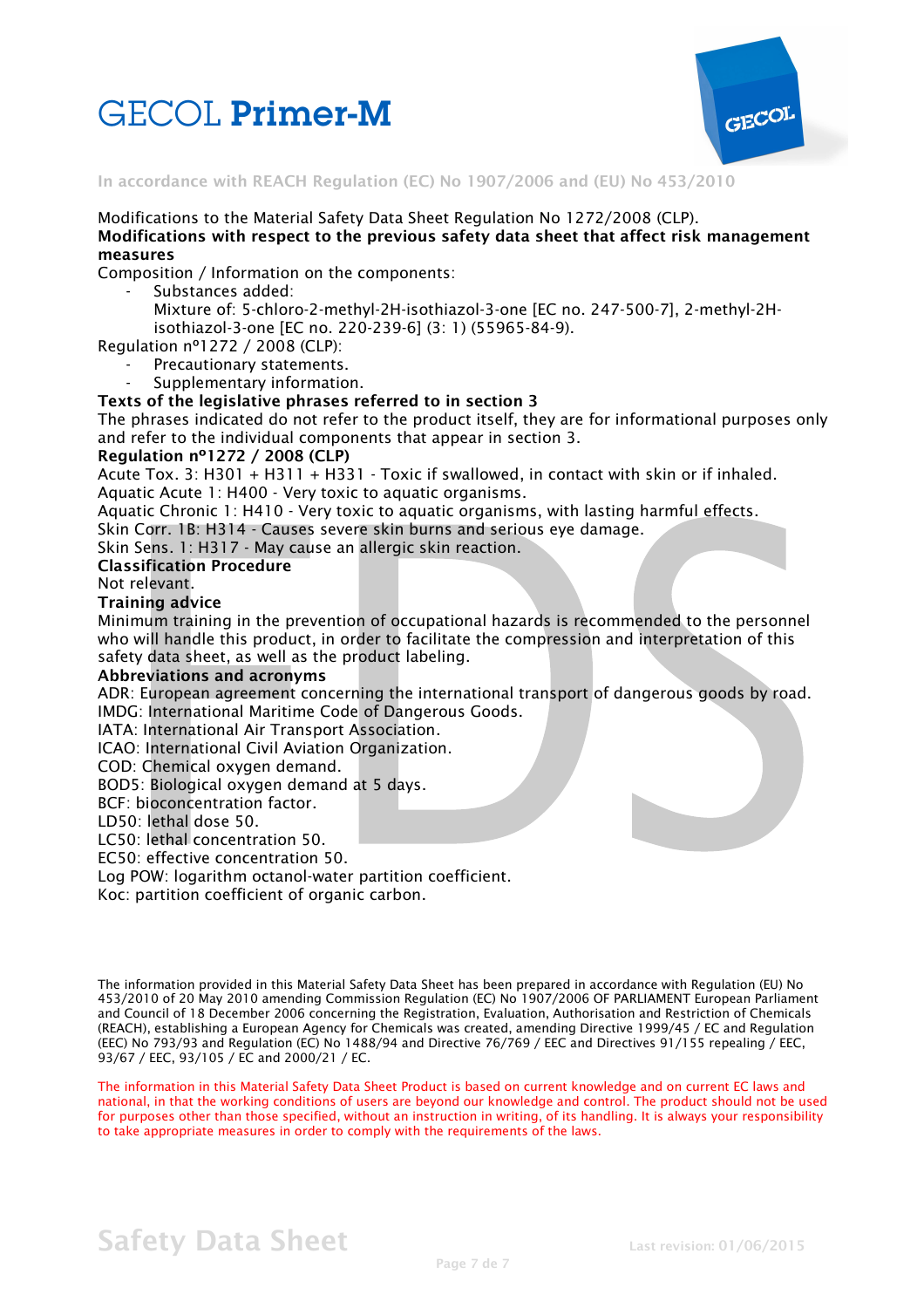Modifications to the Material Safety Data Sheet Regulation No 1272/2008 (CLP).

**Modifications with respect to the previous safety data sheet that affect risk management measures**

Composition / Information on the components:

- Substances added:
  Mixture of: 5-chloro-2-methyl-2H-isothiazol-3-one [EC no. 247-500-7], 2-methyl-2H-isothiazol-3-one [EC no. 220-239-6] (3: 1) (55965-84-9).

Regulation nº1272 / 2008 (CLP):

- Precautionary statements.
- Supplementary information.

**Texts of the legislative phrases referred to in section 3**

The phrases indicated do not refer to the product itself, they are for informational purposes only and refer to the individual components that appear in section 3.

**Regulation nº1272 / 2008 (CLP)**

Acute Tox. 3: H301 + H311 + H331 - Toxic if swallowed, in contact with skin or if inhaled.
Aquatic Acute 1: H400 - Very toxic to aquatic organisms.
Aquatic Chronic 1: H410 - Very toxic to aquatic organisms, with lasting harmful effects.
Skin Corr. 1B: H314 - Causes severe skin burns and serious eye damage.
Skin Sens. 1: H317 - May cause an allergic skin reaction.

**Classification Procedure**

Not relevant.

**Training advice**

Minimum training in the prevention of occupational hazards is recommended to the personnel who will handle this product, in order to facilitate the compression and interpretation of this safety data sheet, as well as the product labeling.

**Abbreviations and acronyms**

ADR: European agreement concerning the international transport of dangerous goods by road.
IMDG: International Maritime Code of Dangerous Goods.
IATA: International Air Transport Association.
ICAO: International Civil Aviation Organization.
COD: Chemical oxygen demand.
BOD5: Biological oxygen demand at 5 days.
BCF: bioconcentration factor.
LD50: lethal dose 50.
LC50: lethal concentration 50.
EC50: effective concentration 50.
Log POW: logarithm octanol-water partition coefficient.
Koc: partition coefficient of organic carbon.

The information provided in this Material Safety Data Sheet has been prepared in accordance with Regulation (EU) No 453/2010 of 20 May 2010 amending Commission Regulation (EC) No 1907/2006 OF PARLIAMENT European Parliament and Council of 18 December 2006 concerning the Registration, Evaluation, Authorisation and Restriction of Chemicals (REACH), establishing a European Agency for Chemicals was created, amending Directive 1999/45 / EC and Regulation (EEC) No 793/93 and Regulation (EC) No 1488/94 and Directive 76/769 / EEC and Directives 91/155 repealing / EEC, 93/67 / EEC, 93/105 / EC and 2000/21 / EC.

The information in this Material Safety Data Sheet Product is based on current knowledge and on current EC laws and national, in that the working conditions of users are beyond our knowledge and control. The product should not be used for purposes other than those specified, without an instruction in writing, of its handling. It is always your responsibility to take appropriate measures in order to comply with the requirements of the laws.